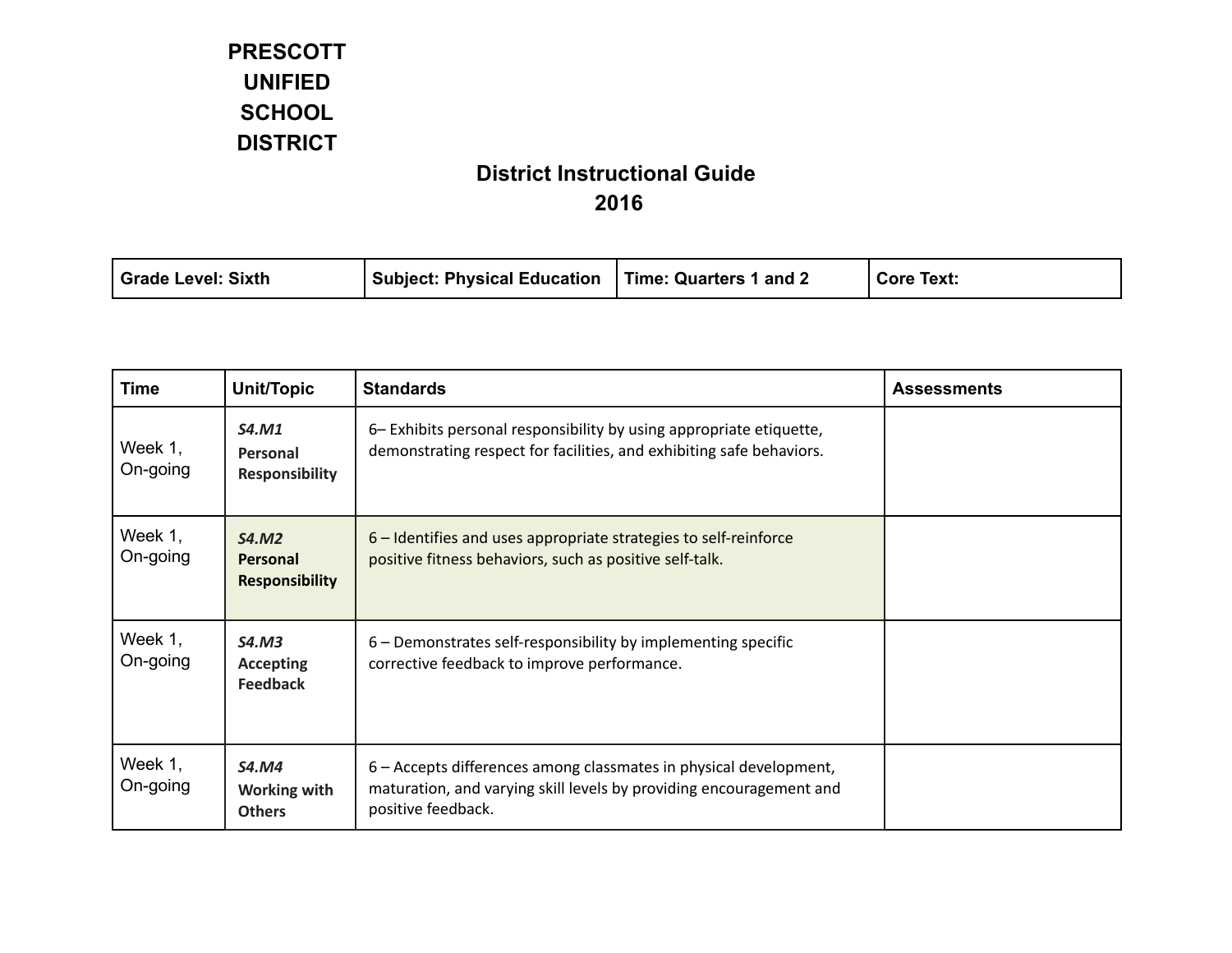# PRESCOTT UNIFIED SCHOOL DISTRICT

## District Instructional Guide 2016

| Grade Level: Sixth | Subject: Physical Education | Time: Quarters 1 and 2 | Core Text: |
|---|---|---|---|

| Time | Unit/Topic | Standards | Assessments |
|---|---|---|---|
| Week 1, On-going | ***S4.M1*** **Personal Responsibility** | 6– Exhibits personal responsibility by using appropriate etiquette, demonstrating respect for facilities, and exhibiting safe behaviors. | |
| Week 1, On-going | ***S4.M2*** **Personal Responsibility** | 6 – Identifies and uses appropriate strategies to self-reinforce positive fitness behaviors, such as positive self-talk. | |
| Week 1, On-going | ***S4.M3*** **Accepting Feedback** | 6 – Demonstrates self-responsibility by implementing specific corrective feedback to improve performance. | |
| Week 1, On-going | ***S4.M4*** **Working with Others** | 6 – Accepts differences among classmates in physical development, maturation, and varying skill levels by providing encouragement and positive feedback. | |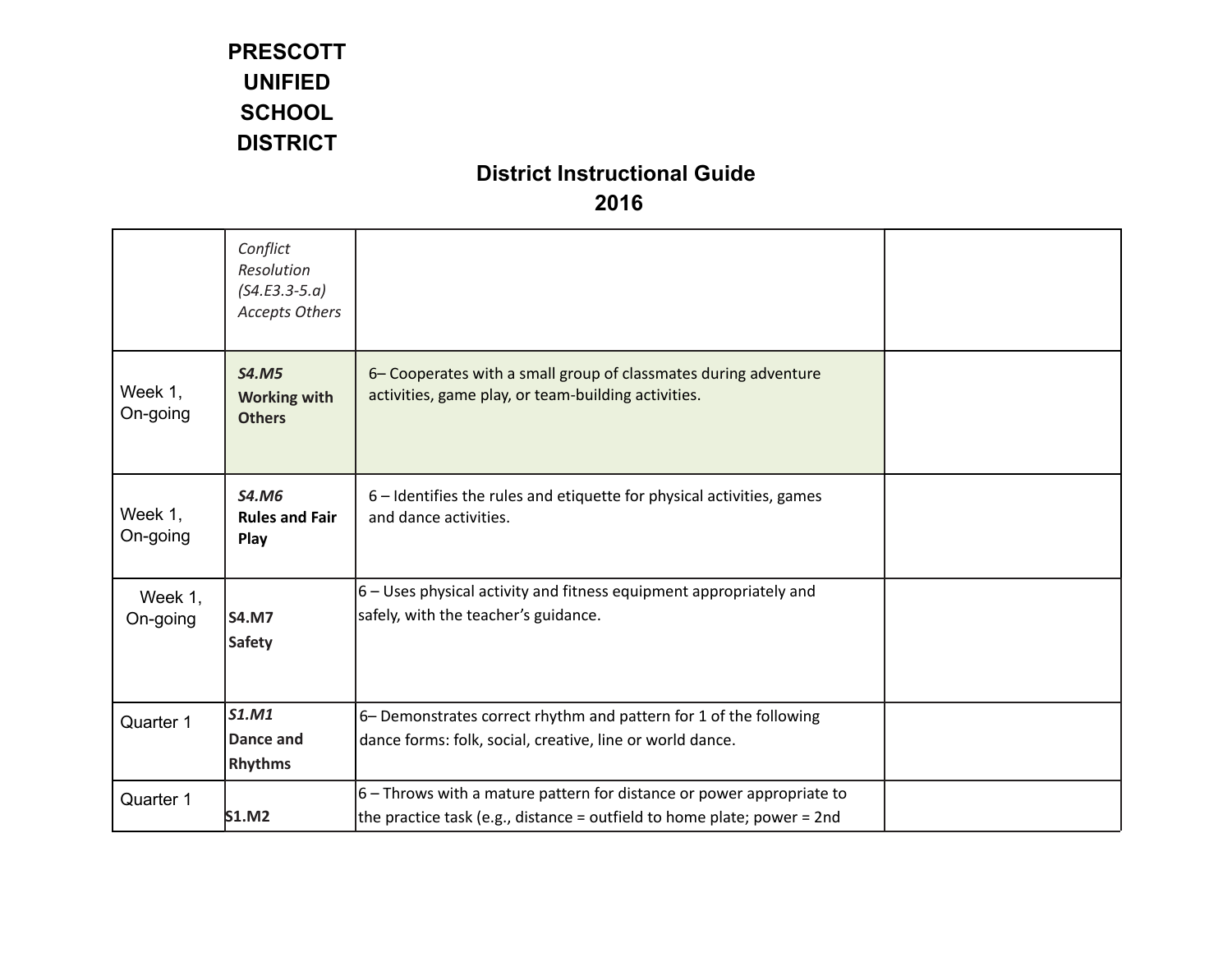# PRESCOTT UNIFIED SCHOOL DISTRICT

## District Instructional Guide 2016

| | | | |
|---|---|---|---|
| | *Conflict Resolution (S4.E3.3-5.a) Accepts Others* | | |
| Week 1, On-going | ***S4.M5*** **Working with Others** | 6– Cooperates with a small group of classmates during adventure activities, game play, or team-building activities. | |
| Week 1, On-going | ***S4.M6*** **Rules and Fair Play** | 6 – Identifies the rules and etiquette for physical activities, games and dance activities. | |
| Week 1, On-going | **S4.M7 Safety** | 6 – Uses physical activity and fitness equipment appropriately and safely, with the teacher's guidance. | |
| Quarter 1 | ***S1.M1*** **Dance and Rhythms** | 6– Demonstrates correct rhythm and pattern for 1 of the following dance forms: folk, social, creative, line or world dance. | |
| Quarter 1 | **S1.M2** | 6 – Throws with a mature pattern for distance or power appropriate to the practice task (e.g., distance = outfield to home plate; power = 2nd | |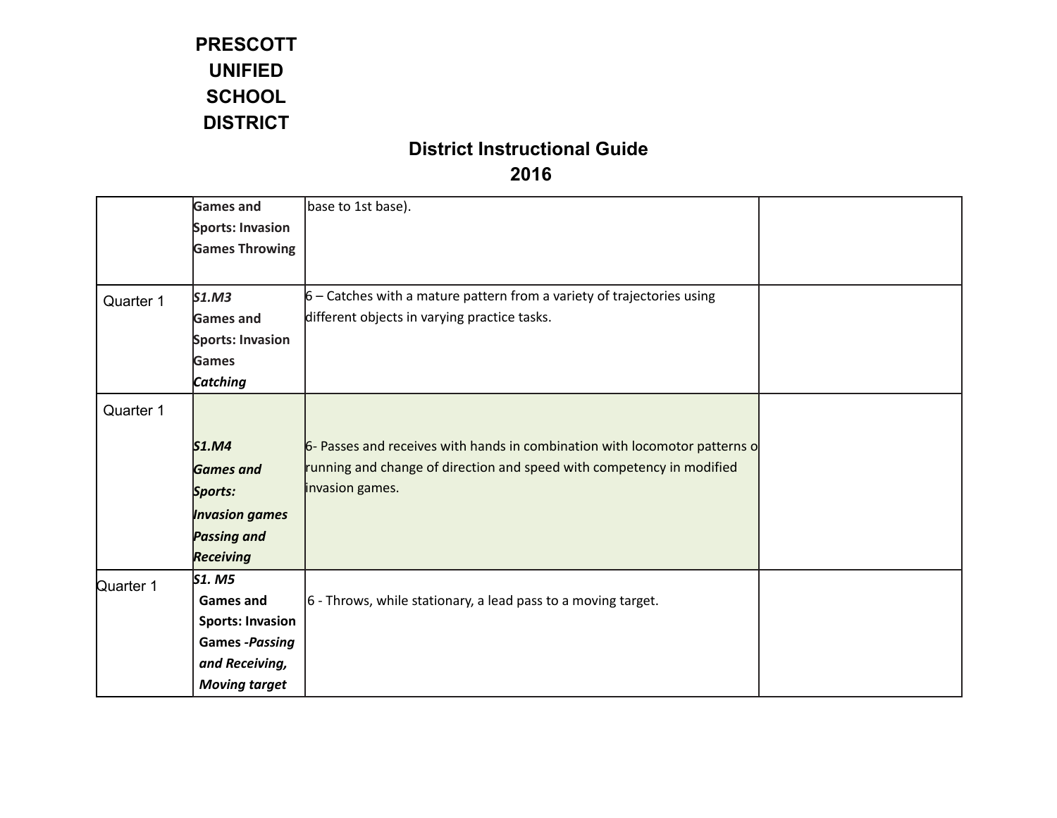# PRESCOTT UNIFIED SCHOOL DISTRICT

## District Instructional Guide 2016

| | | | |
|---|---|---|---|
| | Games and Sports: Invasion Games Throwing | base to 1st base). | |
| Quarter 1 | *S1.M3* Games and Sports: Invasion Games ***Catching*** | 6 – Catches with a mature pattern from a variety of trajectories using different objects in varying practice tasks. | |
| Quarter 1 | ***S1.M4 Games and Sports: Invasion games Passing and Receiving*** | 6- Passes and receives with hands in combination with locomotor patterns o running and change of direction and speed with competency in modified invasion games. | |
| Quarter 1 | *S1. M5* **Games and Sports: Invasion Games -*Passing and Receiving, Moving target*** | 6 - Throws, while stationary, a lead pass to a moving target. | |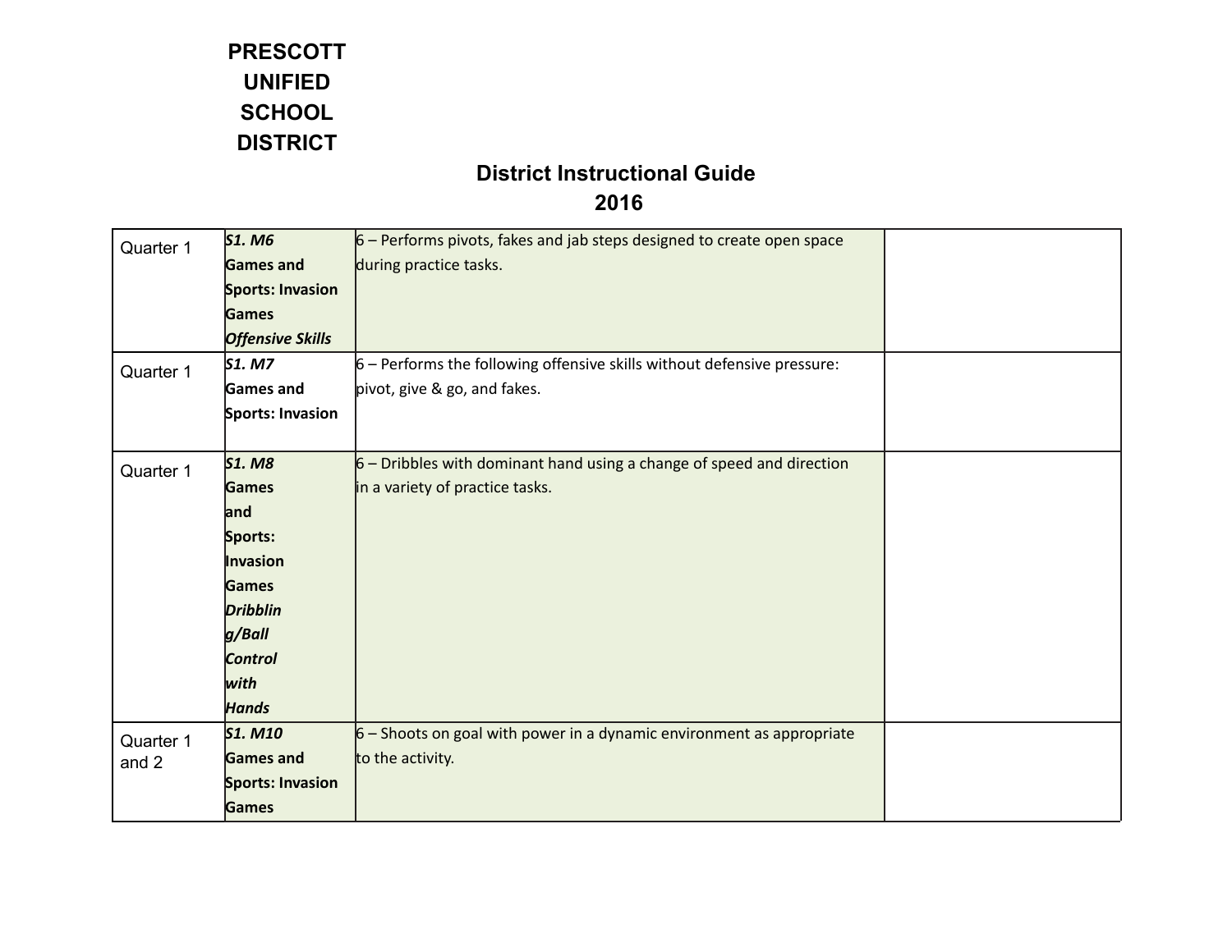# PRESCOTT UNIFIED SCHOOL DISTRICT

## District Instructional Guide 2016

| | | | |
|---|---|---|---|
| Quarter 1 | ***S1. M6*** **Games and Sports: Invasion Games** ***Offensive Skills*** | 6 – Performs pivots, fakes and jab steps designed to create open space during practice tasks. | |
| Quarter 1 | ***S1. M7*** **Games and Sports: Invasion** | 6 – Performs the following offensive skills without defensive pressure: pivot, give & go, and fakes. | |
| Quarter 1 | ***S1. M8*** **Games and Sports: Invasion Games** ***Dribbling/Ball Control with Hands*** | 6 – Dribbles with dominant hand using a change of speed and direction in a variety of practice tasks. | |
| Quarter 1 and 2 | ***S1. M10*** **Games and Sports: Invasion Games** | 6 – Shoots on goal with power in a dynamic environment as appropriate to the activity. | |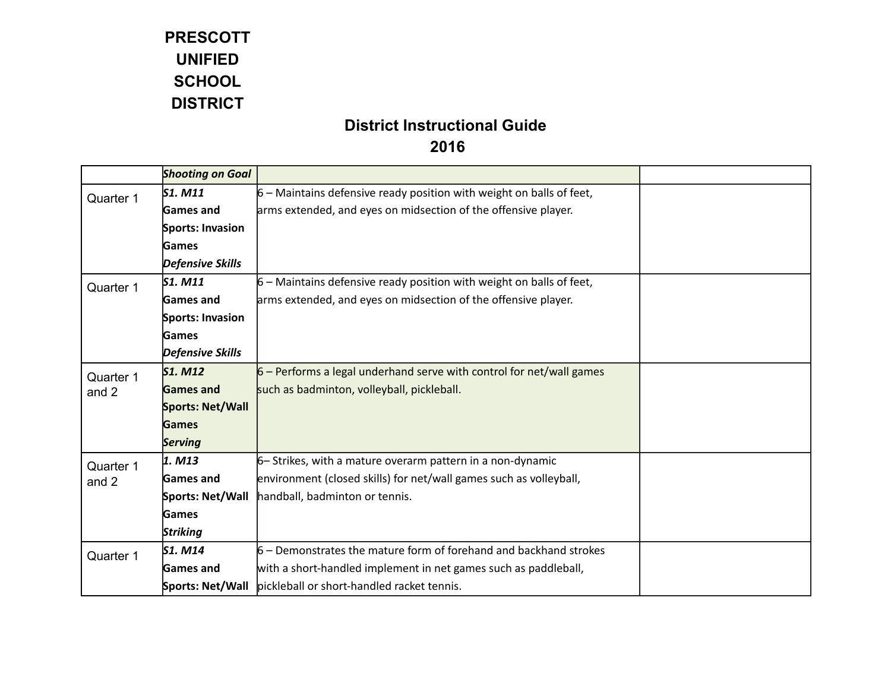# PRESCOTT UNIFIED SCHOOL DISTRICT

## District Instructional Guide 2016

| | | | |
|---|---|---|---|
| | ***Shooting on Goal*** | | |
| Quarter 1 | ***S1. M11*** **Games and Sports: Invasion Games** ***Defensive Skills*** | 6 – Maintains defensive ready position with weight on balls of feet, arms extended, and eyes on midsection of the offensive player. | |
| Quarter 1 | ***S1. M11*** **Games and Sports: Invasion Games** ***Defensive Skills*** | 6 – Maintains defensive ready position with weight on balls of feet, arms extended, and eyes on midsection of the offensive player. | |
| Quarter 1 and 2 | ***S1. M12*** **Games and Sports: Net/Wall Games** ***Serving*** | 6 – Performs a legal underhand serve with control for net/wall games such as badminton, volleyball, pickleball. | |
| Quarter 1 and 2 | ***1. M13*** **Games and Sports: Net/Wall Games** ***Striking*** | 6– Strikes, with a mature overarm pattern in a non-dynamic environment (closed skills) for net/wall games such as volleyball, handball, badminton or tennis. | |
| Quarter 1 | ***S1. M14*** **Games and Sports: Net/Wall** | 6 – Demonstrates the mature form of forehand and backhand strokes with a short-handled implement in net games such as paddleball, pickleball or short-handled racket tennis. | |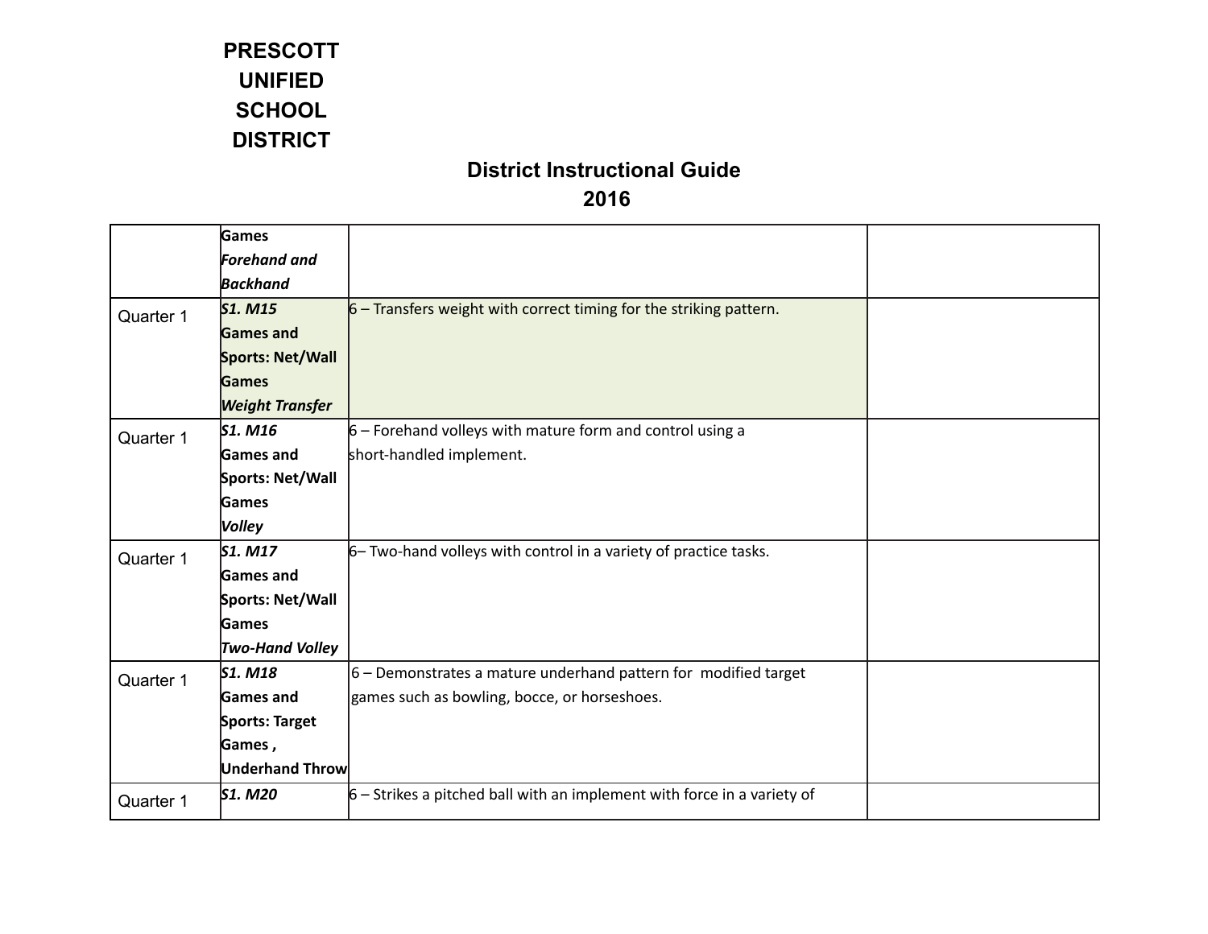# PRESCOTT UNIFIED SCHOOL DISTRICT

## District Instructional Guide 2016

| | | | |
|---|---|---|---|
| | **Games** ***Forehand and Backhand*** | | |
| Quarter 1 | ***S1. M15*** **Games and Sports: Net/Wall Games** ***Weight Transfer*** | 6 – Transfers weight with correct timing for the striking pattern. | |
| Quarter 1 | ***S1. M16*** **Games and Sports: Net/Wall Games** ***Volley*** | 6 – Forehand volleys with mature form and control using a short-handled implement. | |
| Quarter 1 | ***S1. M17*** **Games and Sports: Net/Wall Games** ***Two-Hand Volley*** | 6– Two-hand volleys with control in a variety of practice tasks. | |
| Quarter 1 | ***S1. M18*** **Games and Sports: Target Games , Underhand Throw** | 6 – Demonstrates a mature underhand pattern for modified target games such as bowling, bocce, or horseshoes. | |
| Quarter 1 | ***S1. M20*** | 6 – Strikes a pitched ball with an implement with force in a variety of | |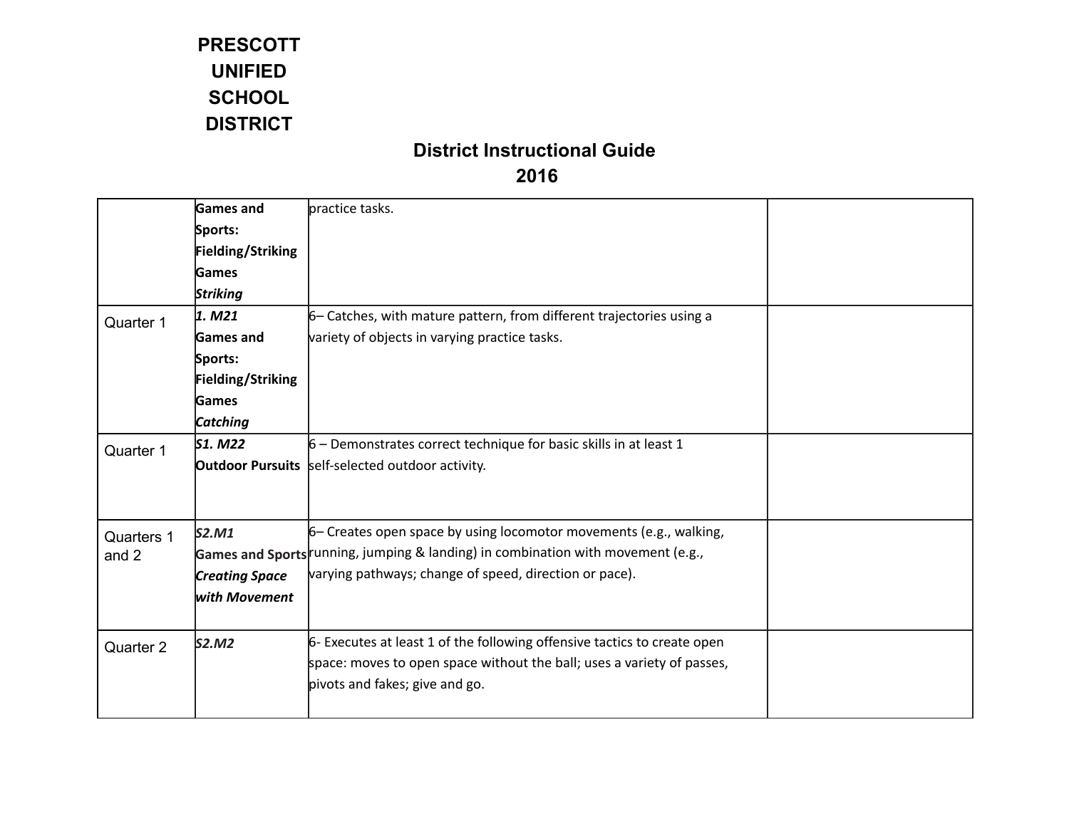# PRESCOTT UNIFIED SCHOOL DISTRICT

## District Instructional Guide 2016

| | | | |
|---|---|---|---|
| | **Games and Sports: Fielding/Striking Games** ***Striking*** | practice tasks. | |
| Quarter 1 | ***1. M21*** **Games and Sports: Fielding/Striking Games** ***Catching*** | 6– Catches, with mature pattern, from different trajectories using a variety of objects in varying practice tasks. | |
| Quarter 1 | ***S1. M22*** **Outdoor Pursuits** | 6 – Demonstrates correct technique for basic skills in at least 1 self-selected outdoor activity. | |
| Quarters 1 and 2 | ***S2.M1*** **Games and Sports** ***Creating Space with Movement*** | 6– Creates open space by using locomotor movements (e.g., walking, running, jumping & landing) in combination with movement (e.g., varying pathways; change of speed, direction or pace). | |
| Quarter 2 | ***S2.M2*** | 6- Executes at least 1 of the following offensive tactics to create open space: moves to open space without the ball; uses a variety of passes, pivots and fakes; give and go. | |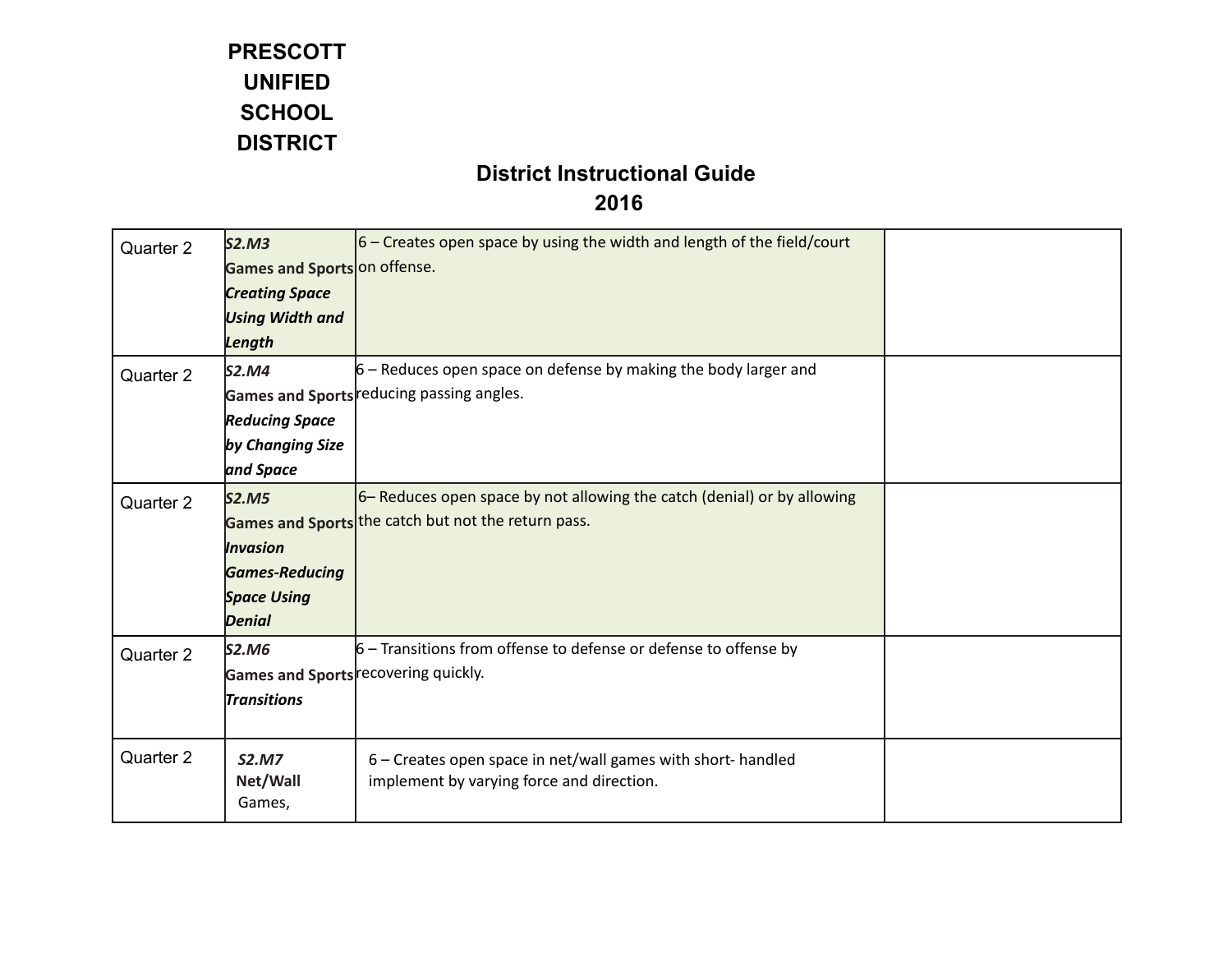# PRESCOTT UNIFIED SCHOOL DISTRICT

## District Instructional Guide 2016

| | | | |
|---|---|---|---|
| Quarter 2 | ***S2.M3*** **Games and Sports** ***Creating Space Using Width and Length*** | 6 – Creates open space by using the width and length of the field/court on offense. | |
| Quarter 2 | ***S2.M4*** **Games and Sports** ***Reducing Space by Changing Size and Space*** | 6 – Reduces open space on defense by making the body larger and reducing passing angles. | |
| Quarter 2 | ***S2.M5*** **Games and Sports** ***Invasion Games-Reducing Space Using Denial*** | 6– Reduces open space by not allowing the catch (denial) or by allowing the catch but not the return pass. | |
| Quarter 2 | ***S2.M6*** **Games and Sports** ***Transitions*** | 6 – Transitions from offense to defense or defense to offense by recovering quickly. | |
| Quarter 2 | ***S2.M7*** **Net/Wall** Games, | 6 – Creates open space in net/wall games with short- handled implement by varying force and direction. | |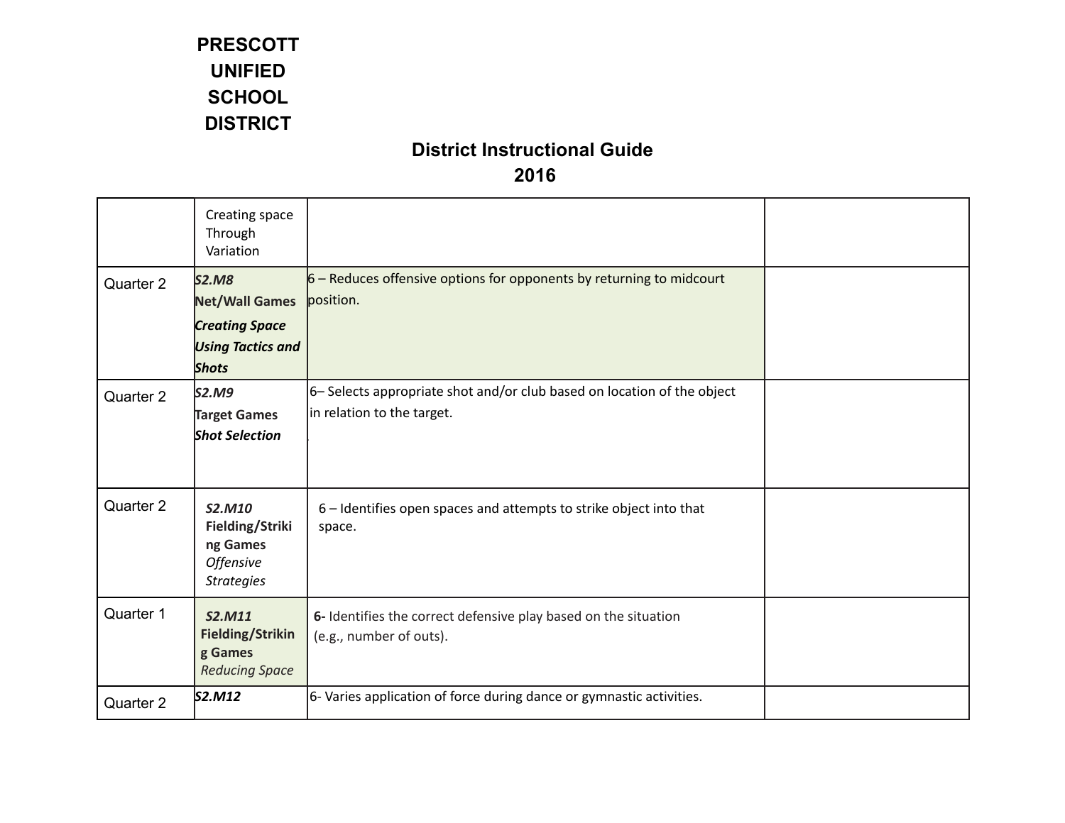# PRESCOTT UNIFIED SCHOOL DISTRICT

## District Instructional Guide 2016

| | | | |
|---|---|---|---|
| | Creating space Through Variation | | |
| Quarter 2 | ***S2.M8*** **Net/Wall Games** ***Creating Space Using Tactics and Shots*** | 6 – Reduces offensive options for opponents by returning to midcourt position. | |
| Quarter 2 | ***S2.M9*** **Target Games** ***Shot Selection*** | 6– Selects appropriate shot and/or club based on location of the object in relation to the target. | |
| Quarter 2 | ***S2.M10*** **Fielding/Striking Games** *Offensive Strategies* | 6 – Identifies open spaces and attempts to strike object into that space. | |
| Quarter 1 | ***S2.M11*** **Fielding/Striking Games** *Reducing Space* | **6-** Identifies the correct defensive play based on the situation (e.g., number of outs). | |
| Quarter 2 | ***S2.M12*** | 6- Varies application of force during dance or gymnastic activities. | |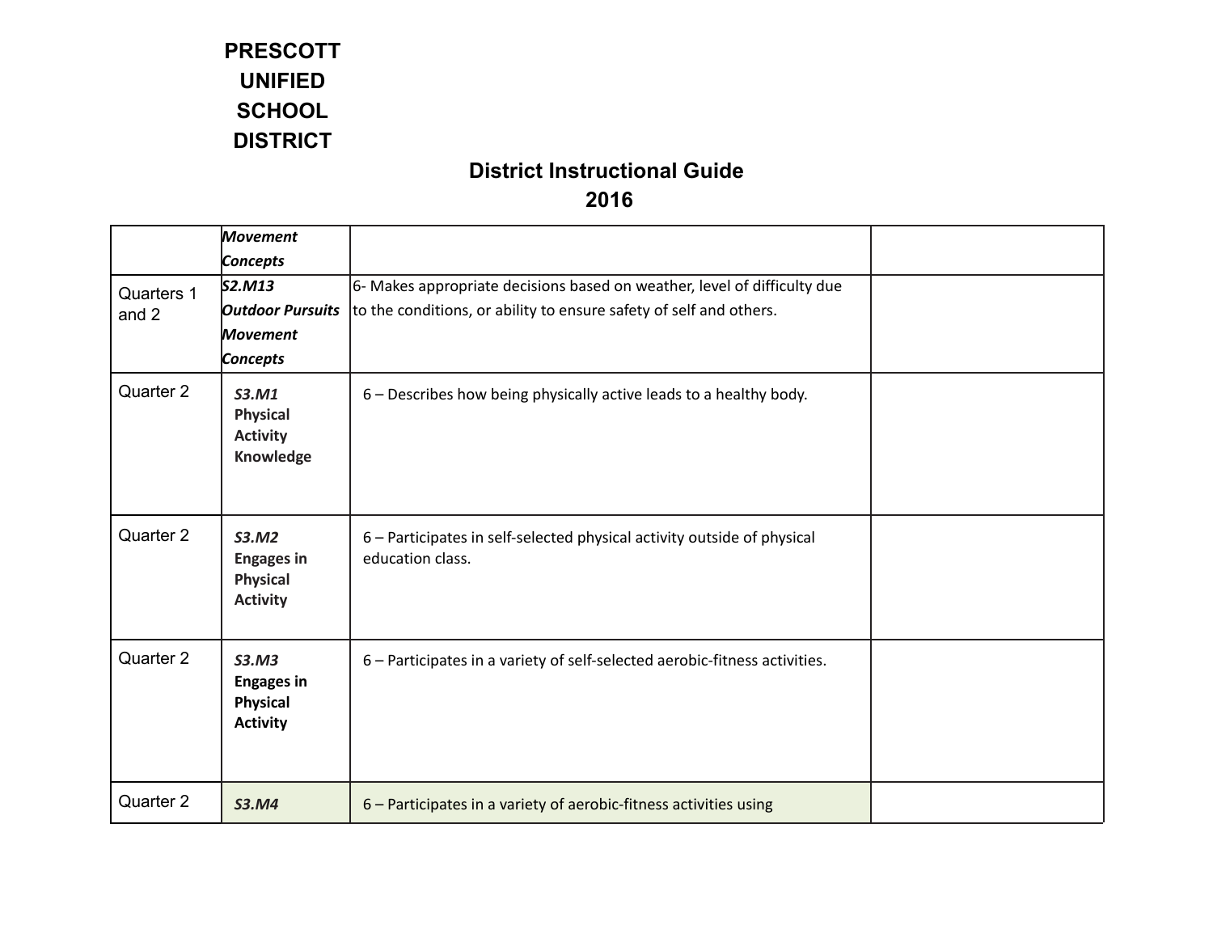# PRESCOTT UNIFIED SCHOOL DISTRICT

## District Instructional Guide 2016

| | | | |
|---|---|---|---|
| | ***Movement Concepts*** | | |
| Quarters 1 and 2 | ***S2.M13 Outdoor Pursuits Movement Concepts*** | 6- Makes appropriate decisions based on weather, level of difficulty due to the conditions, or ability to ensure safety of self and others. | |
| Quarter 2 | ***S3.M1*** **Physical Activity Knowledge** | 6 – Describes how being physically active leads to a healthy body. | |
| Quarter 2 | ***S3.M2*** **Engages in Physical Activity** | 6 – Participates in self-selected physical activity outside of physical education class. | |
| Quarter 2 | ***S3.M3*** **Engages in Physical Activity** | 6 – Participates in a variety of self-selected aerobic-fitness activities. | |
| Quarter 2 | ***S3.M4*** | 6 – Participates in a variety of aerobic-fitness activities using | |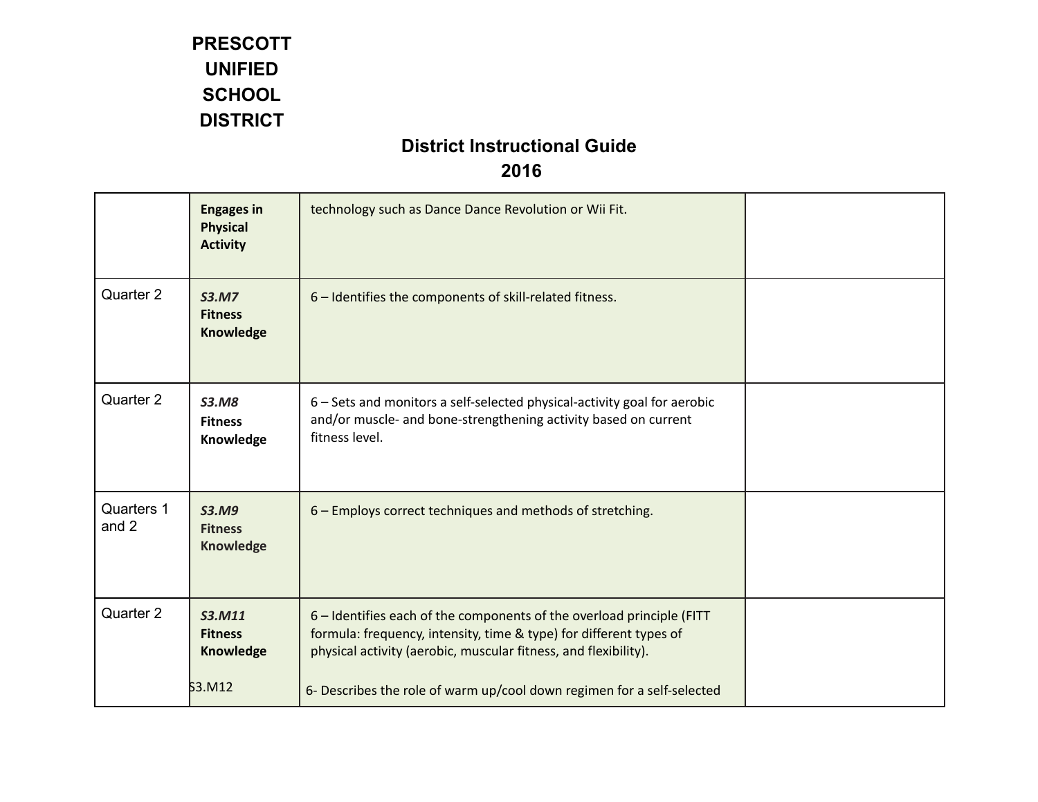**PRESCOTT UNIFIED SCHOOL DISTRICT**

## District Instructional Guide 2016

| | | | |
|---|---|---|---|
| | **Engages in Physical Activity** | technology such as Dance Dance Revolution or Wii Fit. | |
| Quarter 2 | ***S3.M7*** **Fitness Knowledge** | 6 – Identifies the components of skill-related fitness. | |
| Quarter 2 | ***S3.M8*** **Fitness Knowledge** | 6 – Sets and monitors a self-selected physical-activity goal for aerobic and/or muscle- and bone-strengthening activity based on current fitness level. | |
| Quarters 1 and 2 | ***S3.M9*** **Fitness Knowledge** | 6 – Employs correct techniques and methods of stretching. | |
| Quarter 2 | ***S3.M11*** **Fitness Knowledge** S3.M12 | 6 – Identifies each of the components of the overload principle (FITT formula: frequency, intensity, time & type) for different types of physical activity (aerobic, muscular fitness, and flexibility). 6- Describes the role of warm up/cool down regimen for a self-selected | |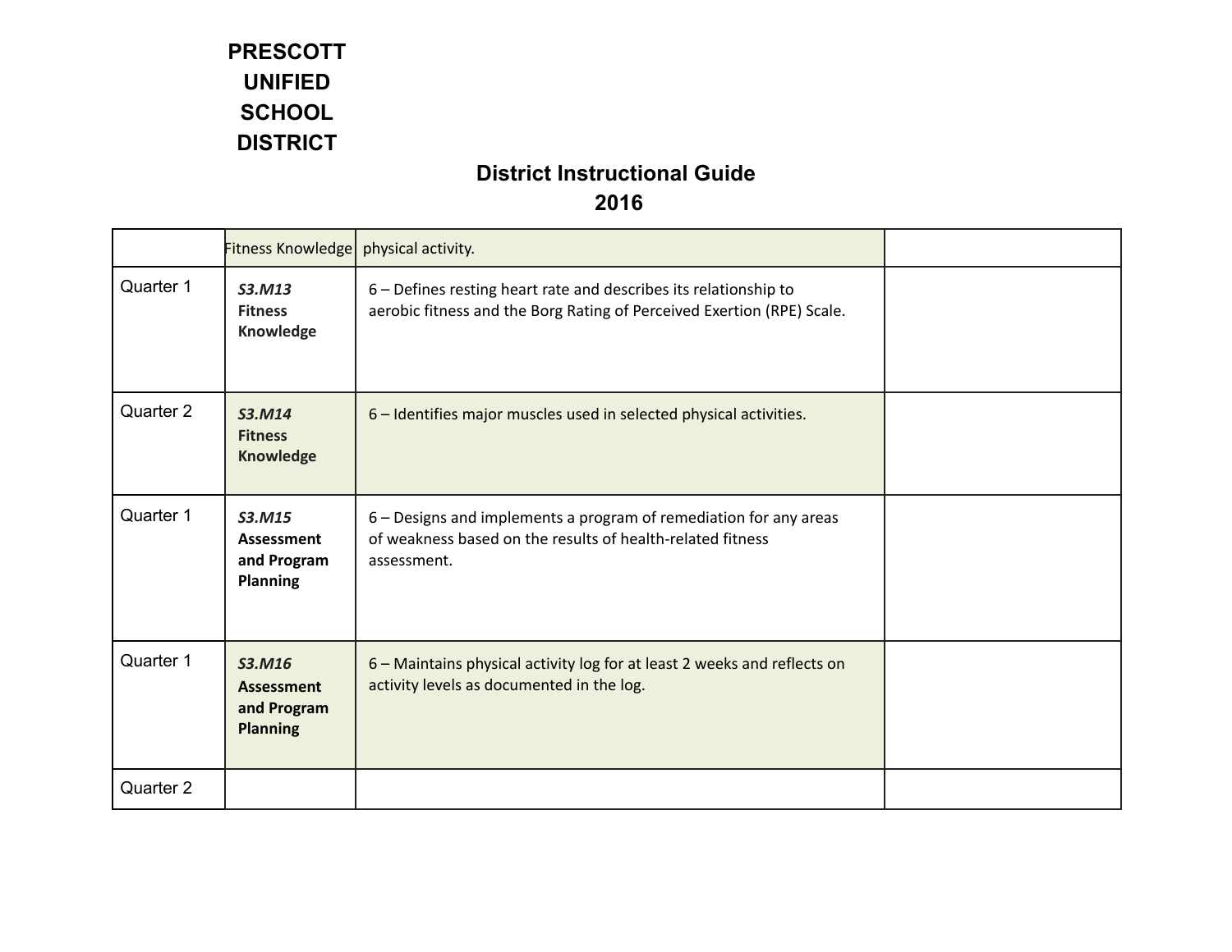**PRESCOTT UNIFIED SCHOOL DISTRICT**

## District Instructional Guide 2016

| | | | |
|---|---|---|---|
| | Fitness Knowledge | physical activity. | |
| Quarter 1 | ***S3.M13*** **Fitness Knowledge** | 6 – Defines resting heart rate and describes its relationship to aerobic fitness and the Borg Rating of Perceived Exertion (RPE) Scale. | |
| Quarter 2 | ***S3.M14*** **Fitness Knowledge** | 6 – Identifies major muscles used in selected physical activities. | |
| Quarter 1 | ***S3.M15*** **Assessment and Program Planning** | 6 – Designs and implements a program of remediation for any areas of weakness based on the results of health-related fitness assessment. | |
| Quarter 1 | ***S3.M16*** **Assessment and Program Planning** | 6 – Maintains physical activity log for at least 2 weeks and reflects on activity levels as documented in the log. | |
| Quarter 2 | | | |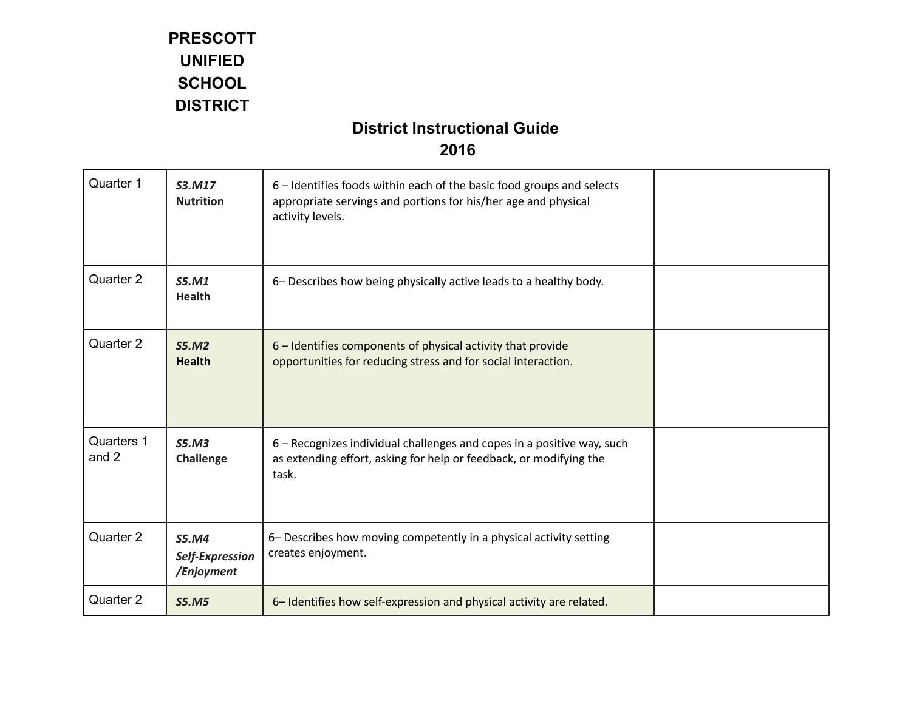**PRESCOTT UNIFIED SCHOOL DISTRICT**

**District Instructional Guide 2016**

| | | | |
|---|---|---|---|
| Quarter 1 | ***S3.M17*** **Nutrition** | 6 – Identifies foods within each of the basic food groups and selects appropriate servings and portions for his/her age and physical activity levels. | |
| Quarter 2 | ***S5.M1*** **Health** | 6– Describes how being physically active leads to a healthy body. | |
| Quarter 2 | ***S5.M2*** **Health** | 6 – Identifies components of physical activity that provide opportunities for reducing stress and for social interaction. | |
| Quarters 1 and 2 | ***S5.M3*** **Challenge** | 6 – Recognizes individual challenges and copes in a positive way, such as extending effort, asking for help or feedback, or modifying the task. | |
| Quarter 2 | ***S5.M4*** ***Self-Expression /Enjoyment*** | 6– Describes how moving competently in a physical activity setting creates enjoyment. | |
| Quarter 2 | ***S5.M5*** | 6– Identifies how self-expression and physical activity are related. | |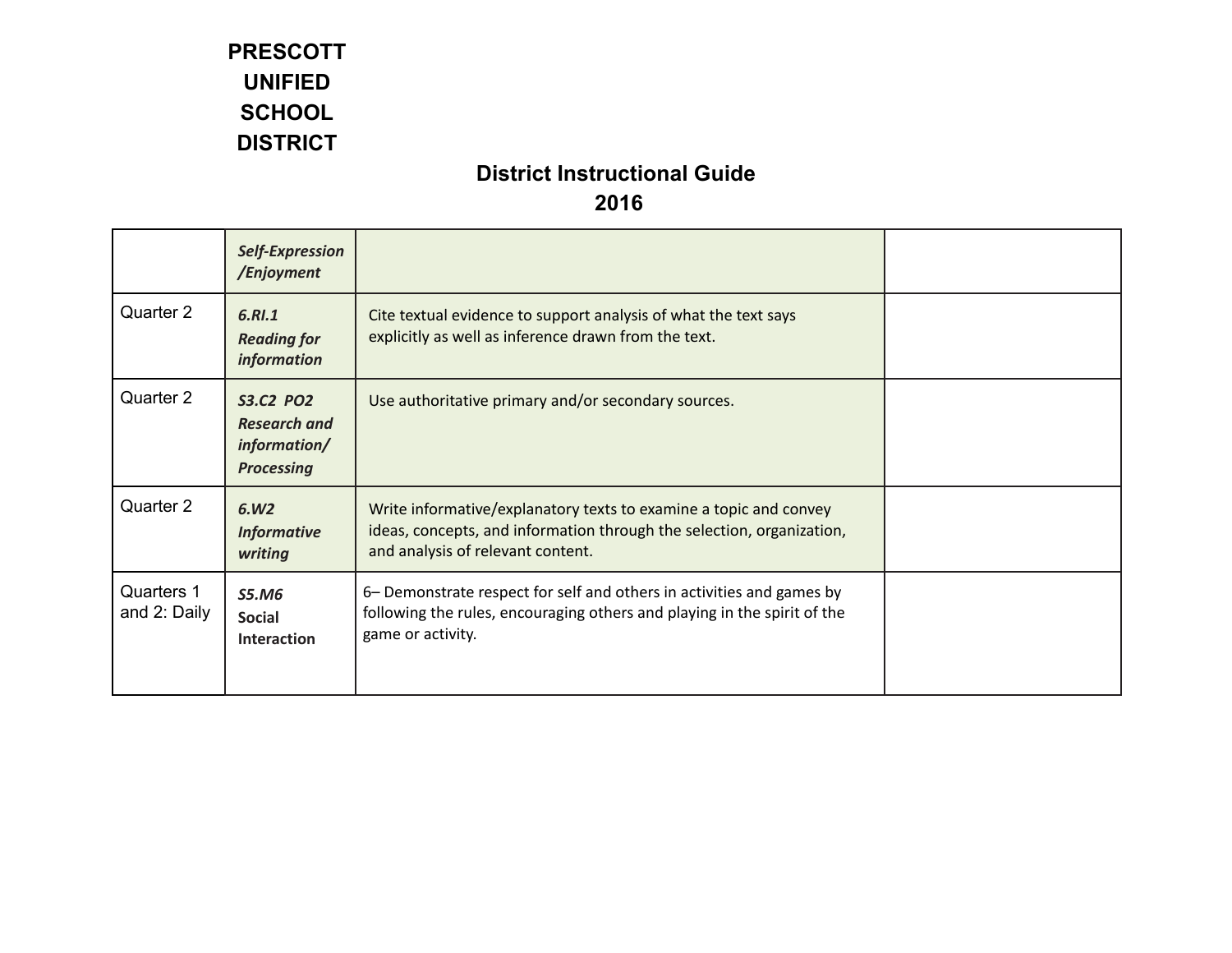PRESCOTT UNIFIED SCHOOL DISTRICT

**District Instructional Guide 2016**

| | | | |
|---|---|---|---|
| | ***Self-Expression /Enjoyment*** | | |
| Quarter 2 | ***6.RI.1 Reading for information*** | Cite textual evidence to support analysis of what the text says explicitly as well as inference drawn from the text. | |
| Quarter 2 | ***S3.C2 PO2 Research and information/ Processing*** | Use authoritative primary and/or secondary sources. | |
| Quarter 2 | ***6.W2 Informative writing*** | Write informative/explanatory texts to examine a topic and convey ideas, concepts, and information through the selection, organization, and analysis of relevant content. | |
| Quarters 1 and 2: Daily | ***S5.M6*** **Social Interaction** | 6– Demonstrate respect for self and others in activities and games by following the rules, encouraging others and playing in the spirit of the game or activity. | |